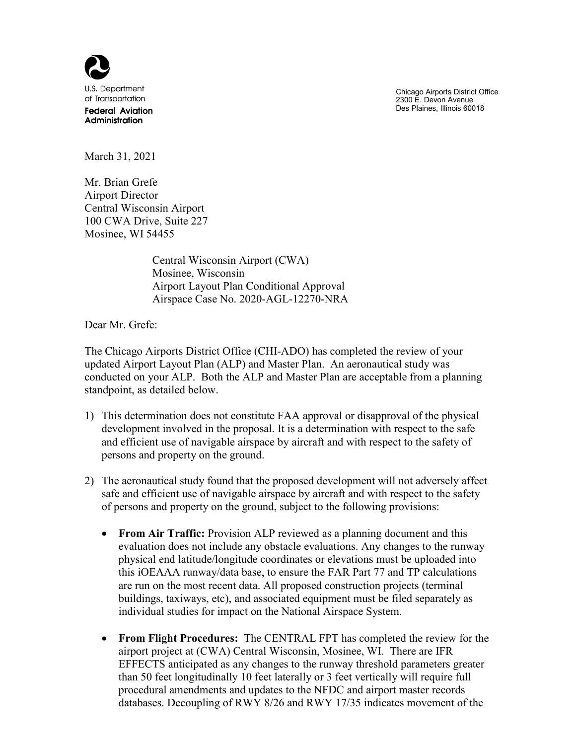U.S. Department of Transportation
**Federal Aviation Administration**

Chicago Airports District Office
2300 E. Devon Avenue
Des Plaines, Illinois 60018

March 31, 2021

Mr. Brian Grefe
Airport Director
Central Wisconsin Airport
100 CWA Drive, Suite 227
Mosinee, WI 54455

Central Wisconsin Airport (CWA)
Mosinee, Wisconsin
Airport Layout Plan Conditional Approval
Airspace Case No. 2020-AGL-12270-NRA

Dear Mr. Grefe:

The Chicago Airports District Office (CHI-ADO) has completed the review of your updated Airport Layout Plan (ALP) and Master Plan. An aeronautical study was conducted on your ALP. Both the ALP and Master Plan are acceptable from a planning standpoint, as detailed below.

1) This determination does not constitute FAA approval or disapproval of the physical development involved in the proposal. It is a determination with respect to the safe and efficient use of navigable airspace by aircraft and with respect to the safety of persons and property on the ground.

2) The aeronautical study found that the proposed development will not adversely affect safe and efficient use of navigable airspace by aircraft and with respect to the safety of persons and property on the ground, subject to the following provisions:

   - **From Air Traffic:** Provision ALP reviewed as a planning document and this evaluation does not include any obstacle evaluations. Any changes to the runway physical end latitude/longitude coordinates or elevations must be uploaded into this iOEAAA runway/data base, to ensure the FAR Part 77 and TP calculations are run on the most recent data. All proposed construction projects (terminal buildings, taxiways, etc), and associated equipment must be filed separately as individual studies for impact on the National Airspace System.

   - **From Flight Procedures:** The CENTRAL FPT has completed the review for the airport project at (CWA) Central Wisconsin, Mosinee, WI. There are IFR EFFECTS anticipated as any changes to the runway threshold parameters greater than 50 feet longitudinally 10 feet laterally or 3 feet vertically will require full procedural amendments and updates to the NFDC and airport master records databases. Decoupling of RWY 8/26 and RWY 17/35 indicates movement of the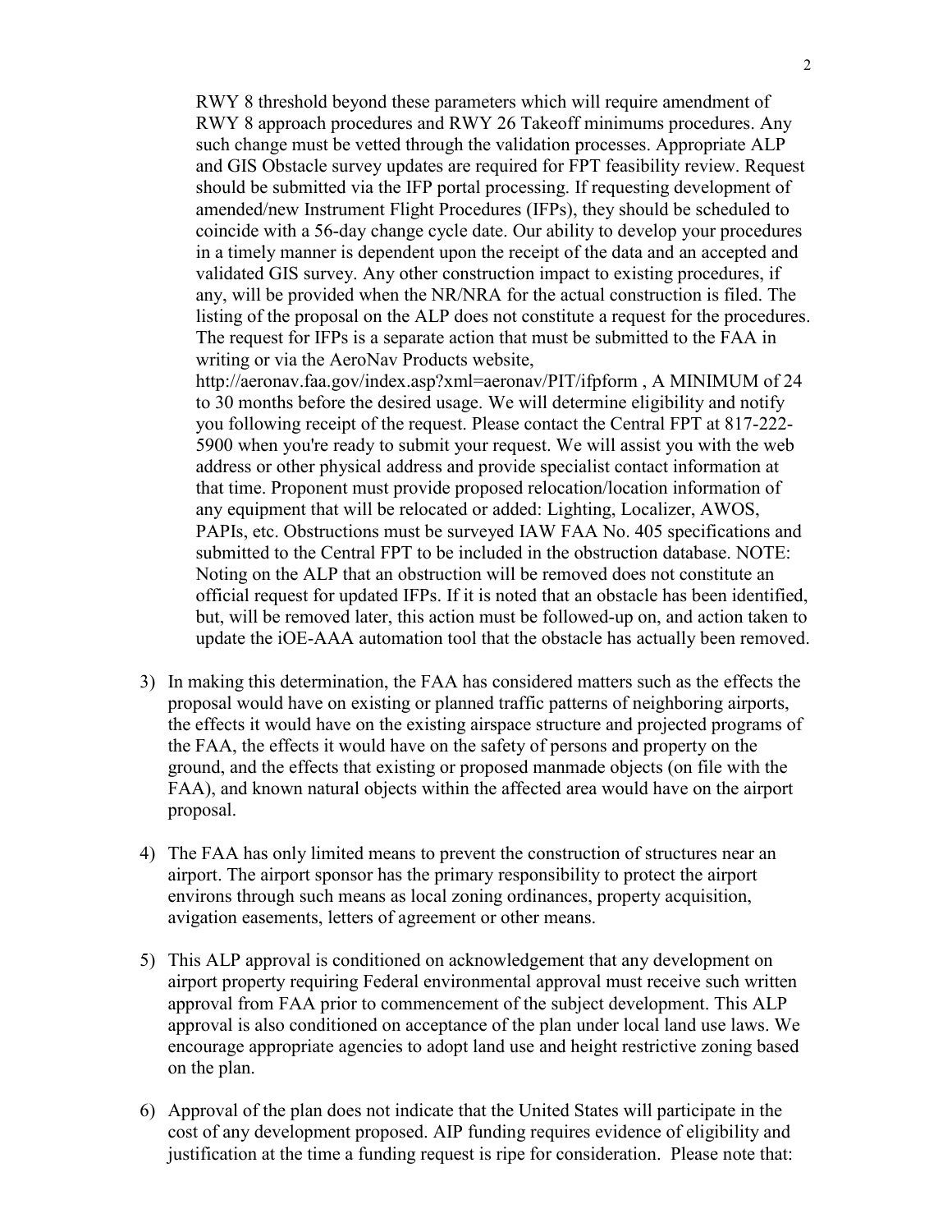RWY 8 threshold beyond these parameters which will require amendment of RWY 8 approach procedures and RWY 26 Takeoff minimums procedures. Any such change must be vetted through the validation processes. Appropriate ALP and GIS Obstacle survey updates are required for FPT feasibility review. Request should be submitted via the IFP portal processing. If requesting development of amended/new Instrument Flight Procedures (IFPs), they should be scheduled to coincide with a 56-day change cycle date. Our ability to develop your procedures in a timely manner is dependent upon the receipt of the data and an accepted and validated GIS survey. Any other construction impact to existing procedures, if any, will be provided when the NR/NRA for the actual construction is filed. The listing of the proposal on the ALP does not constitute a request for the procedures. The request for IFPs is a separate action that must be submitted to the FAA in writing or via the AeroNav Products website, http://aeronav.faa.gov/index.asp?xml=aeronav/PIT/ifpform , A MINIMUM of 24 to 30 months before the desired usage. We will determine eligibility and notify you following receipt of the request. Please contact the Central FPT at 817-222-5900 when you're ready to submit your request. We will assist you with the web address or other physical address and provide specialist contact information at that time. Proponent must provide proposed relocation/location information of any equipment that will be relocated or added: Lighting, Localizer, AWOS, PAPIs, etc. Obstructions must be surveyed IAW FAA No. 405 specifications and submitted to the Central FPT to be included in the obstruction database. NOTE: Noting on the ALP that an obstruction will be removed does not constitute an official request for updated IFPs. If it is noted that an obstacle has been identified, but, will be removed later, this action must be followed-up on, and action taken to update the iOE-AAA automation tool that the obstacle has actually been removed.

3) In making this determination, the FAA has considered matters such as the effects the proposal would have on existing or planned traffic patterns of neighboring airports, the effects it would have on the existing airspace structure and projected programs of the FAA, the effects it would have on the safety of persons and property on the ground, and the effects that existing or proposed manmade objects (on file with the FAA), and known natural objects within the affected area would have on the airport proposal.

4) The FAA has only limited means to prevent the construction of structures near an airport. The airport sponsor has the primary responsibility to protect the airport environs through such means as local zoning ordinances, property acquisition, avigation easements, letters of agreement or other means.

5) This ALP approval is conditioned on acknowledgement that any development on airport property requiring Federal environmental approval must receive such written approval from FAA prior to commencement of the subject development. This ALP approval is also conditioned on acceptance of the plan under local land use laws. We encourage appropriate agencies to adopt land use and height restrictive zoning based on the plan.

6) Approval of the plan does not indicate that the United States will participate in the cost of any development proposed. AIP funding requires evidence of eligibility and justification at the time a funding request is ripe for consideration. Please note that: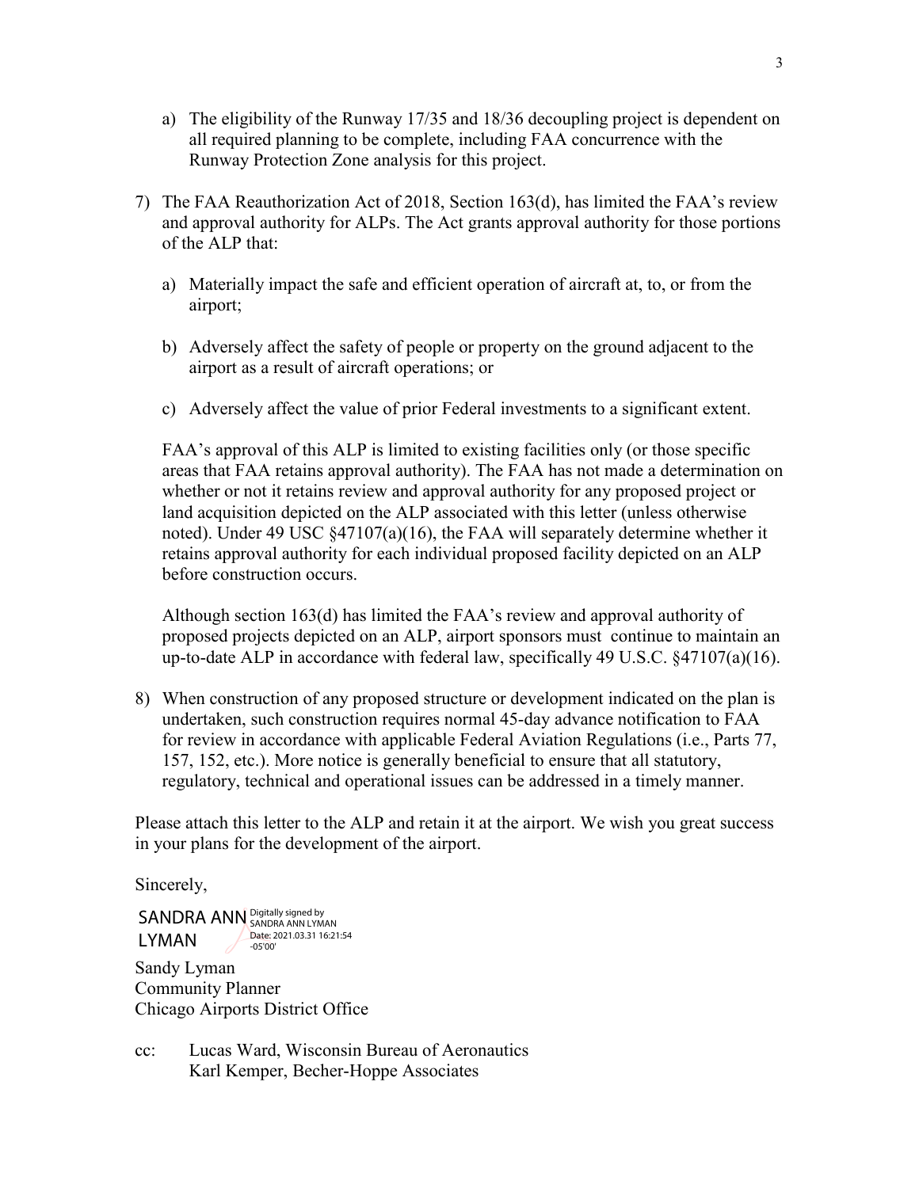a) The eligibility of the Runway 17/35 and 18/36 decoupling project is dependent on all required planning to be complete, including FAA concurrence with the Runway Protection Zone analysis for this project.

7) The FAA Reauthorization Act of 2018, Section 163(d), has limited the FAA's review and approval authority for ALPs. The Act grants approval authority for those portions of the ALP that:

   a) Materially impact the safe and efficient operation of aircraft at, to, or from the airport;

   b) Adversely affect the safety of people or property on the ground adjacent to the airport as a result of aircraft operations; or

   c) Adversely affect the value of prior Federal investments to a significant extent.

   FAA's approval of this ALP is limited to existing facilities only (or those specific areas that FAA retains approval authority). The FAA has not made a determination on whether or not it retains review and approval authority for any proposed project or land acquisition depicted on the ALP associated with this letter (unless otherwise noted). Under 49 USC §47107(a)(16), the FAA will separately determine whether it retains approval authority for each individual proposed facility depicted on an ALP before construction occurs.

   Although section 163(d) has limited the FAA's review and approval authority of proposed projects depicted on an ALP, airport sponsors must continue to maintain an up-to-date ALP in accordance with federal law, specifically 49 U.S.C. §47107(a)(16).

8) When construction of any proposed structure or development indicated on the plan is undertaken, such construction requires normal 45-day advance notification to FAA for review in accordance with applicable Federal Aviation Regulations (i.e., Parts 77, 157, 152, etc.). More notice is generally beneficial to ensure that all statutory, regulatory, technical and operational issues can be addressed in a timely manner.

Please attach this letter to the ALP and retain it at the airport. We wish you great success in your plans for the development of the airport.

Sincerely,

SANDRA ANN LYMAN
Digitally signed by SANDRA ANN LYMAN
Date: 2021.03.31 16:21:54 -05'00'

Sandy Lyman
Community Planner
Chicago Airports District Office

cc: Lucas Ward, Wisconsin Bureau of Aeronautics
Karl Kemper, Becher-Hoppe Associates